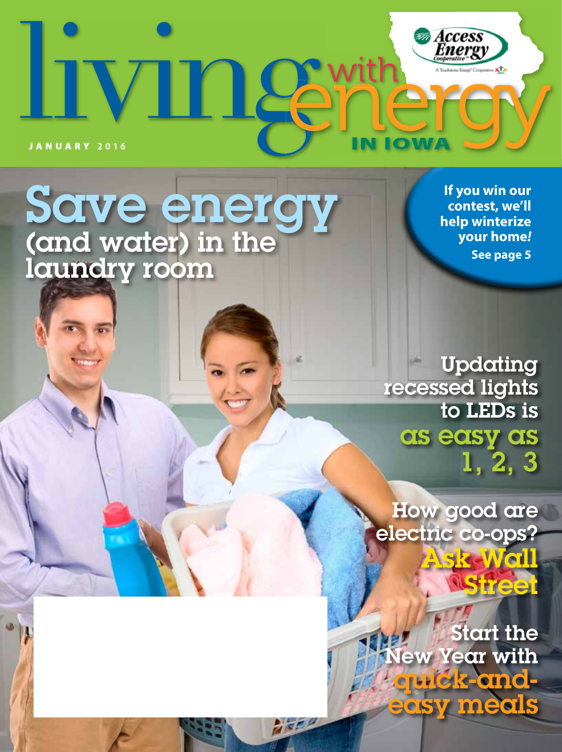# living with energy IN IOWA

Access Energy Cooperative

A Touchstone Energy® Cooperative

JANUARY 2016

## Save energy (and water) in the laundry room

**If you win our contest, we'll help winterize your home!**

**See page 5**

Updating recessed lights to LEDs is as easy as 1, 2, 3

How good are electric co-ops? Ask Wall Street

Start the New Year with quick-and-easy meals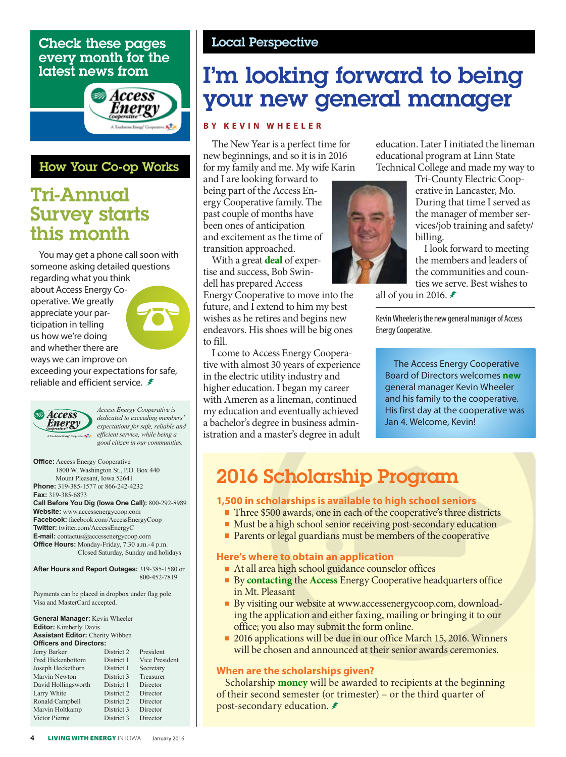Check these pages every month for the latest news from

Access Energy Cooperative

## How Your Co-op Works

# Tri-Annual Survey starts this month

You may get a phone call soon with someone asking detailed questions regarding what you think about Access Energy Cooperative. We greatly appreciate your participation in telling us how we're doing and whether there are ways we can improve on exceeding your expectations for safe, reliable and efficient service.

*Access Energy Cooperative is dedicated to exceeding members' expectations for safe, reliable and efficient service, while being a good citizen in our communities.*

**Office:** Access Energy Cooperative
1800 W. Washington St., P.O. Box 440
Mount Pleasant, Iowa 52641
**Phone:** 319-385-1577 or 866-242-4232
**Fax:** 319-385-6873
**Call Before You Dig (Iowa One Call):** 800-292-8989
**Website:** www.accessenergycoop.com
**Facebook:** facebook.com/AccessEnergyCoop
**Twitter:** twitter.com/AccessEnergyC
**E-mail:** contactus@accessenergycoop.com
**Office Hours:** Monday-Friday, 7:30 a.m.-4 p.m.
Closed Saturday, Sunday and holidays

**After Hours and Report Outages:** 319-385-1580 or 800-452-7819

Payments can be placed in dropbox under flag pole. Visa and MasterCard accepted.

**General Manager:** Kevin Wheeler
**Editor:** Kimberly Davis
**Assistant Editor:** Cherity Wibben
**Officers and Directors:**

| | | |
|---|---|---|
| Jerry Barker | District 2 | President |
| Fred Hickenbottom | District 1 | Vice President |
| Joseph Heckethorn | District 1 | Secretary |
| Marvin Newton | District 3 | Treasurer |
| David Hollingsworth | District 1 | Director |
| Larry White | District 2 | Director |
| Ronald Campbell | District 2 | Director |
| Marvin Holtkamp | District 3 | Director |
| Victor Pierrot | District 3 | Director |

## Local Perspective

# I'm looking forward to being your new general manager

**BY KEVIN WHEELER**

The New Year is a perfect time for new beginnings, and so it is in 2016 for my family and me. My wife Karin and I are looking forward to being part of the Access Energy Cooperative family. The past couple of months have been ones of anticipation and excitement as the time of transition approached.

With a great **deal** of expertise and success, Bob Swindell has prepared Access Energy Cooperative to move into the future, and I extend to him my best wishes as he retires and begins new endeavors. His shoes will be big ones to fill.

I come to Access Energy Cooperative with almost 30 years of experience in the electric utility industry and higher education. I began my career with Ameren as a lineman, continued my education and eventually achieved a bachelor's degree in business administration and a master's degree in adult education. Later I initiated the lineman educational program at Linn State Technical College and made my way to Tri-County Electric Cooperative in Lancaster, Mo. During that time I served as the manager of member services/job training and safety/billing.

I look forward to meeting the members and leaders of the communities and counties we serve. Best wishes to all of you in 2016.

Kevin Wheeler is the new general manager of Access Energy Cooperative.

The Access Energy Cooperative Board of Directors welcomes **new** general manager Kevin Wheeler and his family to the cooperative. His first day at the cooperative was Jan 4. Welcome, Kevin!

# 2016 Scholarship Program

### 1,500 in scholarships is available to high school seniors

- Three $500 awards, one in each of the cooperative's three districts
- Must be a high school senior receiving post-secondary education
- Parents or legal guardians must be members of the cooperative

### Here's where to obtain an application

- At all area high school guidance counselor offices
- By **contacting** the **Access** Energy Cooperative headquarters office in Mt. Pleasant
- By visiting our website at www.accessenergycoop.com, downloading the application and either faxing, mailing or bringing it to our office; you also may submit the form online.
- 2016 applications will be due in our office March 15, 2016. Winners will be chosen and announced at their senior awards ceremonies.

### When are the scholarships given?

Scholarship **money** will be awarded to recipients at the beginning of their second semester (or trimester) – or the third quarter of post-secondary education.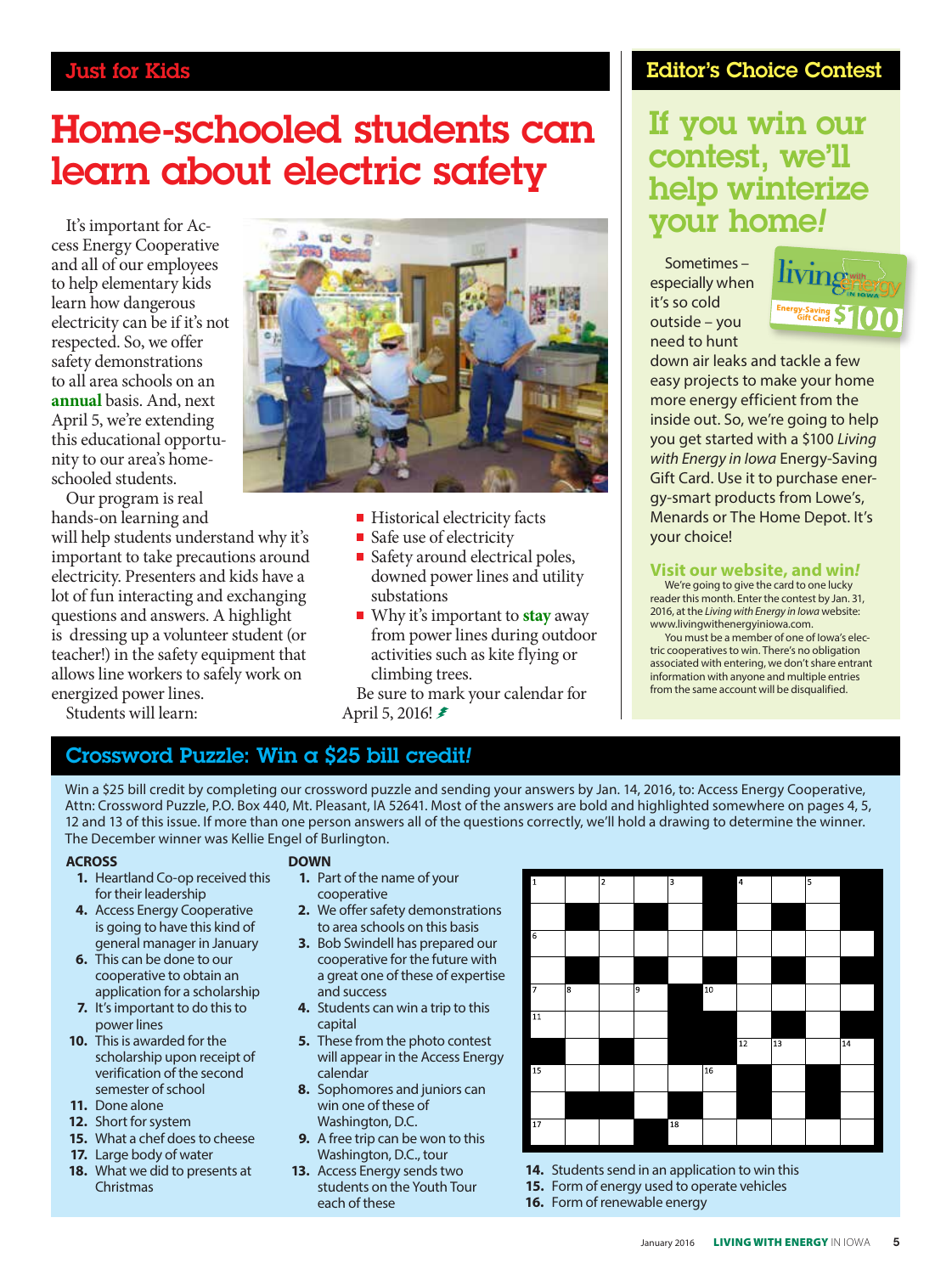## Just for Kids

# Home-schooled students can learn about electric safety

It's important for Access Energy Cooperative and all of our employees to help elementary kids learn how dangerous electricity can be if it's not respected. So, we offer safety demonstrations to all area schools on an **annual** basis. And, next April 5, we're extending this educational opportunity to our area's home-schooled students.

Our program is real hands-on learning and will help students understand why it's important to take precautions around electricity. Presenters and kids have a lot of fun interacting and exchanging questions and answers. A highlight is dressing up a volunteer student (or teacher!) in the safety equipment that allows line workers to safely work on energized power lines.

Students will learn:

- Historical electricity facts
- Safe use of electricity
- Safety around electrical poles, downed power lines and utility substations
- Why it's important to **stay** away from power lines during outdoor activities such as kite flying or climbing trees.

Be sure to mark your calendar for April 5, 2016!

## Editor's Choice Contest

# If you win our contest, we'll help winterize your home!

Sometimes – especially when it's so cold outside – you need to hunt down air leaks and tackle a few easy projects to make your home more energy efficient from the inside out. So, we're going to help you get started with a $100 *Living with Energy in Iowa* Energy-Saving Gift Card. Use it to purchase energy-smart products from Lowe's, Menards or The Home Depot. It's your choice!

### Visit our website, and win!

We're going to give the card to one lucky reader this month. Enter the contest by Jan. 31, 2016, at the *Living with Energy in Iowa* website: www.livingwithenergyiniowa.com.

You must be a member of one of Iowa's electric cooperatives to win. There's no obligation associated with entering, we don't share entrant information with anyone and multiple entries from the same account will be disqualified.

## Crossword Puzzle: Win a $25 bill credit!

Win a $25 bill credit by completing our crossword puzzle and sending your answers by Jan. 14, 2016, to: Access Energy Cooperative, Attn: Crossword Puzzle, P.O. Box 440, Mt. Pleasant, IA 52641. Most of the answers are bold and highlighted somewhere on pages 4, 5, 12 and 13 of this issue. If more than one person answers all of the questions correctly, we'll hold a drawing to determine the winner. The December winner was Kellie Engel of Burlington.

**ACROSS**

1. Heartland Co-op received this for their leadership
4. Access Energy Cooperative is going to have this kind of general manager in January
6. This can be done to our cooperative to obtain an application for a scholarship
7. It's important to do this to power lines
10. This is awarded for the scholarship upon receipt of verification of the second semester of school
11. Done alone
12. Short for system
15. What a chef does to cheese
17. Large body of water
18. What we did to presents at Christmas

**DOWN**

1. Part of the name of your cooperative
2. We offer safety demonstrations to area schools on this basis
3. Bob Swindell has prepared our cooperative for the future with a great one of these of expertise and success
4. Students can win a trip to this capital
5. These from the photo contest will appear in the Access Energy calendar
8. Sophomores and juniors can win one of these of Washington, D.C.
9. A free trip can be won to this Washington, D.C., tour
13. Access Energy sends two students on the Youth Tour each of these
14. Students send in an application to win this
15. Form of energy used to operate vehicles
16. Form of renewable energy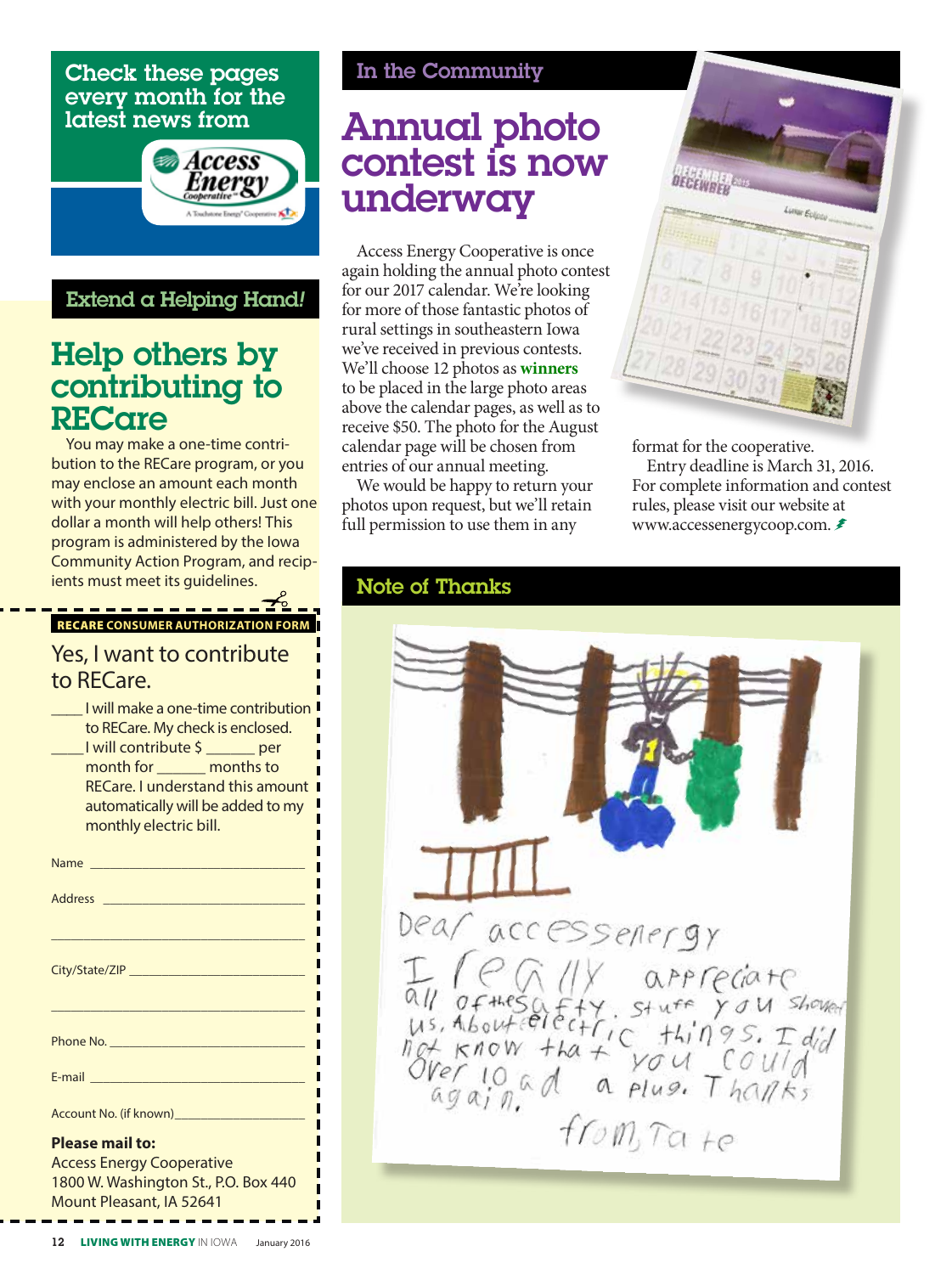Check these pages every month for the latest news from

Access Energy Cooperative

A Touchstone Energy Cooperative

## Extend a Helping Hand!

# Help others by contributing to RECare

You may make a one-time contribution to the RECare program, or you may enclose an amount each month with your monthly electric bill. Just one dollar a month will help others! This program is administered by the Iowa Community Action Program, and recipients must meet its guidelines.

**RECARE CONSUMER AUTHORIZATION FORM**

### Yes, I want to contribute to RECare.

____ I will make a one-time contribution to RECare. My check is enclosed.

____ I will contribute $ ______ per month for ______ months to RECare. I understand this amount automatically will be added to my monthly electric bill.

Name ______________________________

Address ______________________________

______________________________

City/State/ZIP ______________________________

______________________________

Phone No. ______________________________

E-mail ______________________________

Account No. (if known)__________________

**Please mail to:**
Access Energy Cooperative
1800 W. Washington St., P.O. Box 440
Mount Pleasant, IA 52641

## In the Community

# Annual photo contest is now underway

Access Energy Cooperative is once again holding the annual photo contest for our 2017 calendar. We're looking for more of those fantastic photos of rural settings in southeastern Iowa we've received in previous contests. We'll choose 12 photos as **winners** to be placed in the large photo areas above the calendar pages, as well as to receive $50. The photo for the August calendar page will be chosen from entries of our annual meeting.

We would be happy to return your photos upon request, but we'll retain full permission to use them in any format for the cooperative.

Entry deadline is March 31, 2016. For complete information and contest rules, please visit our website at www.accessenergycoop.com.

## Note of Thanks

Dear accessenergy
I really appreciate all of the safety stuff you showed us, About electric things. I did not know that you could over load a plug. Thanks again.
from, Tate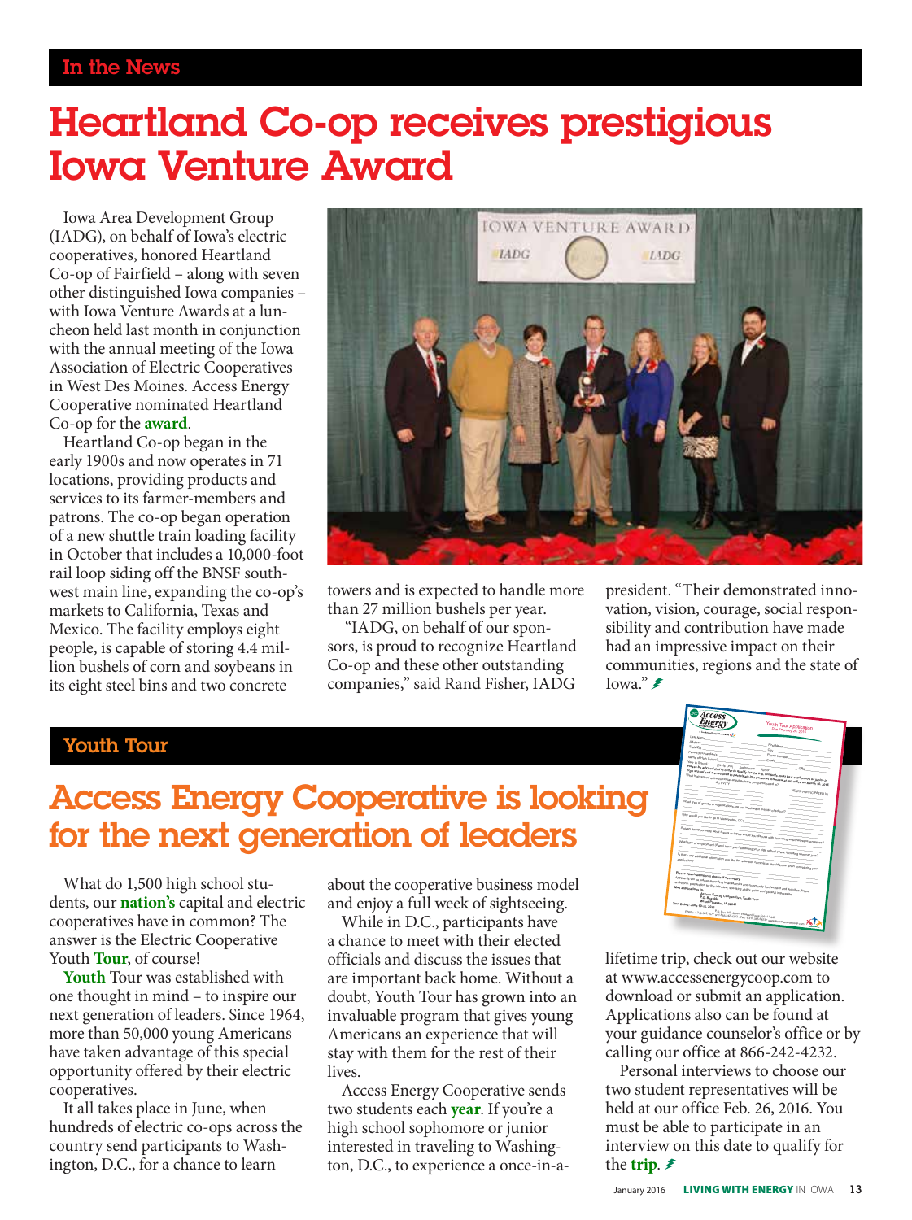## In the News

# Heartland Co-op receives prestigious Iowa Venture Award

Iowa Area Development Group (IADG), on behalf of Iowa's electric cooperatives, honored Heartland Co-op of Fairfield – along with seven other distinguished Iowa companies – with Iowa Venture Awards at a luncheon held last month in conjunction with the annual meeting of the Iowa Association of Electric Cooperatives in West Des Moines. Access Energy Cooperative nominated Heartland Co-op for the **award**.

Heartland Co-op began in the early 1900s and now operates in 71 locations, providing products and services to its farmer-members and patrons. The co-op began operation of a new shuttle train loading facility in October that includes a 10,000-foot rail loop siding off the BNSF southwest main line, expanding the co-op's markets to California, Texas and Mexico. The facility employs eight people, is capable of storing 4.4 million bushels of corn and soybeans in its eight steel bins and two concrete towers and is expected to handle more than 27 million bushels per year.

"IADG, on behalf of our sponsors, is proud to recognize Heartland Co-op and these other outstanding companies," said Rand Fisher, IADG president. "Their demonstrated innovation, vision, courage, social responsibility and contribution have made had an impressive impact on their communities, regions and the state of Iowa."

## Youth Tour

# Access Energy Cooperative is looking for the next generation of leaders

What do 1,500 high school students, our **nation's** capital and electric cooperatives have in common? The answer is the Electric Cooperative Youth **Tour**, of course!

**Youth** Tour was established with one thought in mind – to inspire our next generation of leaders. Since 1964, more than 50,000 young Americans have taken advantage of this special opportunity offered by their electric cooperatives.

It all takes place in June, when hundreds of electric co-ops across the country send participants to Washington, D.C., for a chance to learn about the cooperative business model and enjoy a full week of sightseeing.

While in D.C., participants have a chance to meet with their elected officials and discuss the issues that are important back home. Without a doubt, Youth Tour has grown into an invaluable program that gives young Americans an experience that will stay with them for the rest of their lives.

Access Energy Cooperative sends two students each **year**. If you're a high school sophomore or junior interested in traveling to Washington, D.C., to experience a once-in-a-lifetime trip, check out our website at www.accessenergycoop.com to download or submit an application. Applications also can be found at your guidance counselor's office or by calling our office at 866-242-4232.

Personal interviews to choose our two student representatives will be held at our office Feb. 26, 2016. You must be able to participate in an interview on this date to qualify for the **trip**.